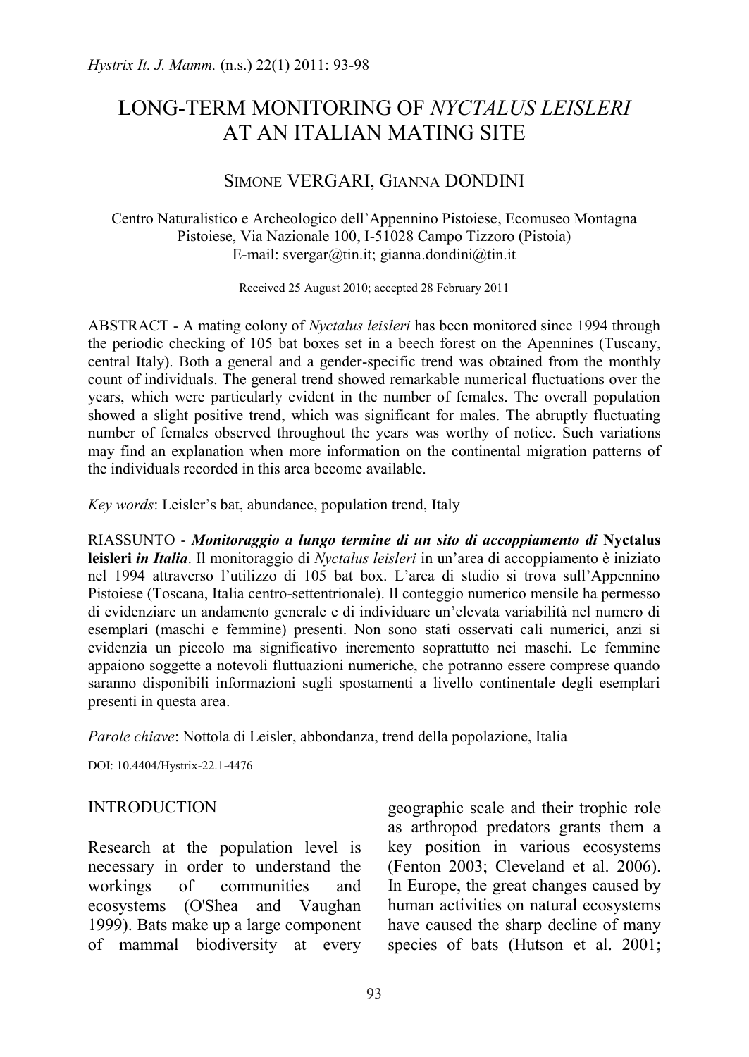# LONG-TERM MONITORING OF *NYCTALUS LEISLERI* AT AN ITALIAN MATING SITE

SIMONE VERGARI, GIANNA DONDINI

Centro Naturalistico e Archeologico dell'Appennino Pistoiese, Ecomuseo Montagna Pistoiese, Via Nazionale 100, I-51028 Campo Tizzoro (Pistoia)
E-mail: svergar@tin.it; gianna.dondini@tin.it

Received 25 August 2010; accepted 28 February 2011

ABSTRACT - A mating colony of *Nyctalus leisleri* has been monitored since 1994 through the periodic checking of 105 bat boxes set in a beech forest on the Apennines (Tuscany, central Italy). Both a general and a gender-specific trend was obtained from the monthly count of individuals. The general trend showed remarkable numerical fluctuations over the years, which were particularly evident in the number of females. The overall population showed a slight positive trend, which was significant for males. The abruptly fluctuating number of females observed throughout the years was worthy of notice. Such variations may find an explanation when more information on the continental migration patterns of the individuals recorded in this area become available.

*Key words*: Leisler's bat, abundance, population trend, Italy

RIASSUNTO - ***Monitoraggio a lungo termine di un sito di accoppiamento di* Nyctalus leisleri *in Italia***. Il monitoraggio di *Nyctalus leisleri* in un'area di accoppiamento è iniziato nel 1994 attraverso l'utilizzo di 105 bat box. L'area di studio si trova sull'Appennino Pistoiese (Toscana, Italia centro-settentrionale). Il conteggio numerico mensile ha permesso di evidenziare un andamento generale e di individuare un'elevata variabilità nel numero di esemplari (maschi e femmine) presenti. Non sono stati osservati cali numerici, anzi si evidenzia un piccolo ma significativo incremento soprattutto nei maschi. Le femmine appaiono soggette a notevoli fluttuazioni numeriche, che potranno essere comprese quando saranno disponibili informazioni sugli spostamenti a livello continentale degli esemplari presenti in questa area.

*Parole chiave*: Nottola di Leisler, abbondanza, trend della popolazione, Italia

DOI: 10.4404/Hystrix-22.1-4476

## INTRODUCTION

Research at the population level is necessary in order to understand the workings of communities and ecosystems (O'Shea and Vaughan 1999). Bats make up a large component of mammal biodiversity at every geographic scale and their trophic role as arthropod predators grants them a key position in various ecosystems (Fenton 2003; Cleveland et al. 2006). In Europe, the great changes caused by human activities on natural ecosystems have caused the sharp decline of many species of bats (Hutson et al. 2001;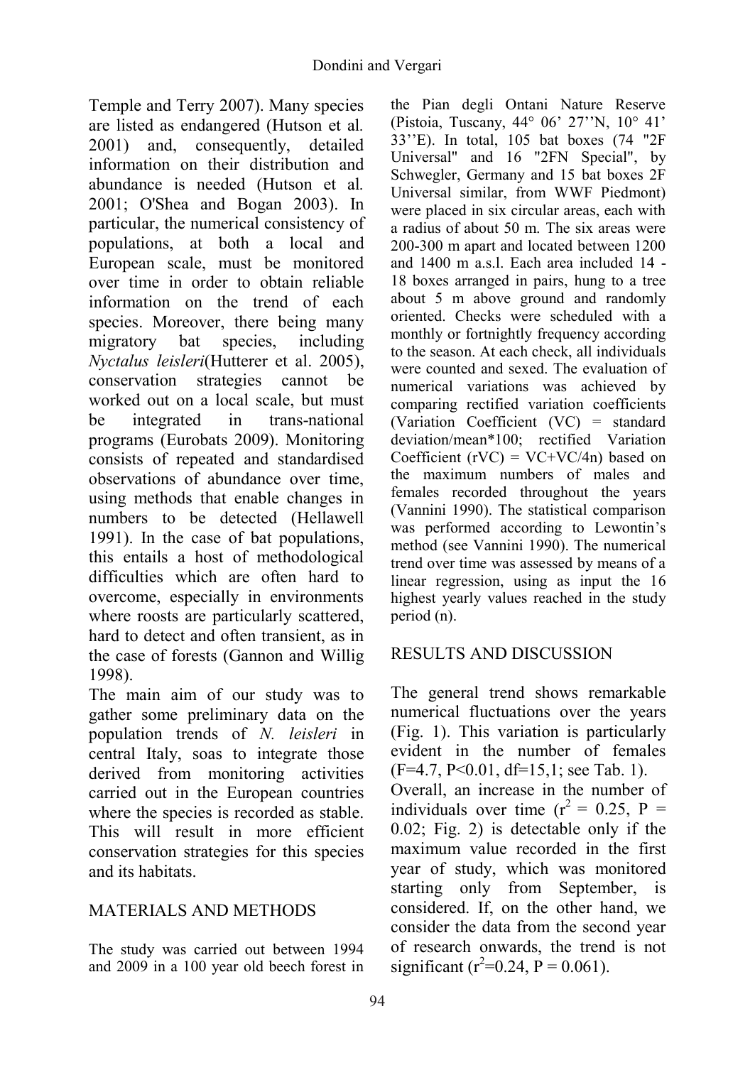Temple and Terry 2007). Many species are listed as endangered (Hutson et al. 2001) and, consequently, detailed information on their distribution and abundance is needed (Hutson et al. 2001; O'Shea and Bogan 2003). In particular, the numerical consistency of populations, at both a local and European scale, must be monitored over time in order to obtain reliable information on the trend of each species. Moreover, there being many migratory bat species, including *Nyctalus leisleri*(Hutterer et al. 2005), conservation strategies cannot be worked out on a local scale, but must be integrated in trans-national programs (Eurobats 2009). Monitoring consists of repeated and standardised observations of abundance over time, using methods that enable changes in numbers to be detected (Hellawell 1991). In the case of bat populations, this entails a host of methodological difficulties which are often hard to overcome, especially in environments where roosts are particularly scattered, hard to detect and often transient, as in the case of forests (Gannon and Willig 1998).

The main aim of our study was to gather some preliminary data on the population trends of *N. leisleri* in central Italy, soas to integrate those derived from monitoring activities carried out in the European countries where the species is recorded as stable. This will result in more efficient conservation strategies for this species and its habitats.

## MATERIALS AND METHODS

The study was carried out between 1994 and 2009 in a 100 year old beech forest in the Pian degli Ontani Nature Reserve (Pistoia, Tuscany, 44° 06' 27''N, 10° 41' 33''E). In total, 105 bat boxes (74 "2F Universal" and 16 "2FN Special", by Schwegler, Germany and 15 bat boxes 2F Universal similar, from WWF Piedmont) were placed in six circular areas, each with a radius of about 50 m. The six areas were 200-300 m apart and located between 1200 and 1400 m a.s.l. Each area included 14 - 18 boxes arranged in pairs, hung to a tree about 5 m above ground and randomly oriented. Checks were scheduled with a monthly or fortnightly frequency according to the season. At each check, all individuals were counted and sexed. The evaluation of numerical variations was achieved by comparing rectified variation coefficients (Variation Coefficient (VC) = standard deviation/mean*100; rectified Variation Coefficient (rVC) = VC+VC/4n) based on the maximum numbers of males and females recorded throughout the years (Vannini 1990). The statistical comparison was performed according to Lewontin's method (see Vannini 1990). The numerical trend over time was assessed by means of a linear regression, using as input the 16 highest yearly values reached in the study period (n).

## RESULTS AND DISCUSSION

The general trend shows remarkable numerical fluctuations over the years (Fig. 1). This variation is particularly evident in the number of females ($F=4.7$, $P<0.01$, $df=15,1$; see Tab. 1).

Overall, an increase in the number of individuals over time ($r^2 = 0.25$, $P = 0.02$; Fig. 2) is detectable only if the maximum value recorded in the first year of study, which was monitored starting only from September, is considered. If, on the other hand, we consider the data from the second year of research onwards, the trend is not significant ($r^2=0.24$, $P = 0.061$).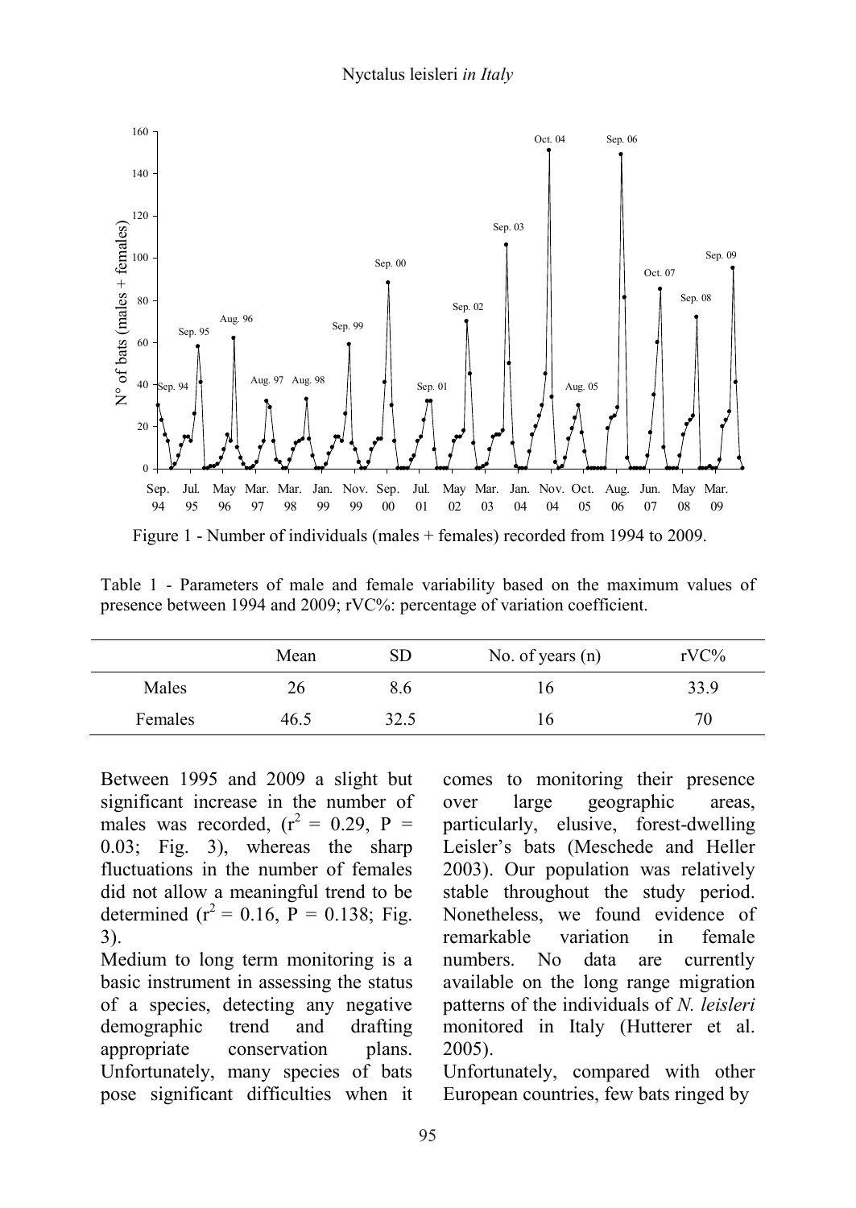Figure 1 - Number of individuals (males + females) recorded from 1994 to 2009.

Table 1 - Parameters of male and female variability based on the maximum values of presence between 1994 and 2009; rVC%: percentage of variation coefficient.

| | Mean | SD | No. of years (n) | rVC% |
|---|---|---|---|---|
| Males | 26 | 8.6 | 16 | 33.9 |
| Females | 46.5 | 32.5 | 16 | 70 |

Between 1995 and 2009 a slight but significant increase in the number of males was recorded, ($r^2$ = 0.29, P = 0.03; Fig. 3), whereas the sharp fluctuations in the number of females did not allow a meaningful trend to be determined ($r^2$ = 0.16, P = 0.138; Fig. 3).

Medium to long term monitoring is a basic instrument in assessing the status of a species, detecting any negative demographic trend and drafting appropriate conservation plans. Unfortunately, many species of bats pose significant difficulties when it comes to monitoring their presence over large geographic areas, particularly, elusive, forest-dwelling Leisler's bats (Meschede and Heller 2003). Our population was relatively stable throughout the study period. Nonetheless, we found evidence of remarkable variation in female numbers. No data are currently available on the long range migration patterns of the individuals of *N. leisleri* monitored in Italy (Hutterer et al. 2005).

Unfortunately, compared with other European countries, few bats ringed by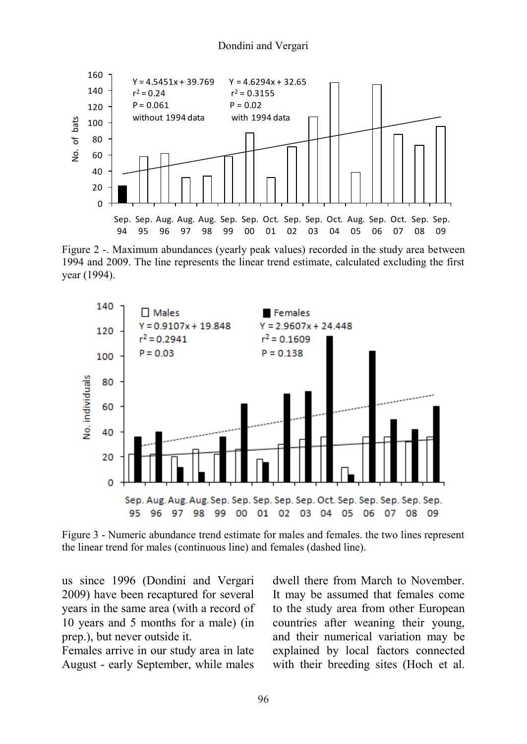Figure 2 -. Maximum abundances (yearly peak values) recorded in the study area between 1994 and 2009. The line represents the linear trend estimate, calculated excluding the first year (1994).

Figure 3 - Numeric abundance trend estimate for males and females. the two lines represent the linear trend for males (continuous line) and females (dashed line).

us since 1996 (Dondini and Vergari 2009) have been recaptured for several years in the same area (with a record of 10 years and 5 months for a male) (in prep.), but never outside it.
Females arrive in our study area in late August - early September, while males dwell there from March to November. It may be assumed that females come to the study area from other European countries after weaning their young, and their numerical variation may be explained by local factors connected with their breeding sites (Hoch et al.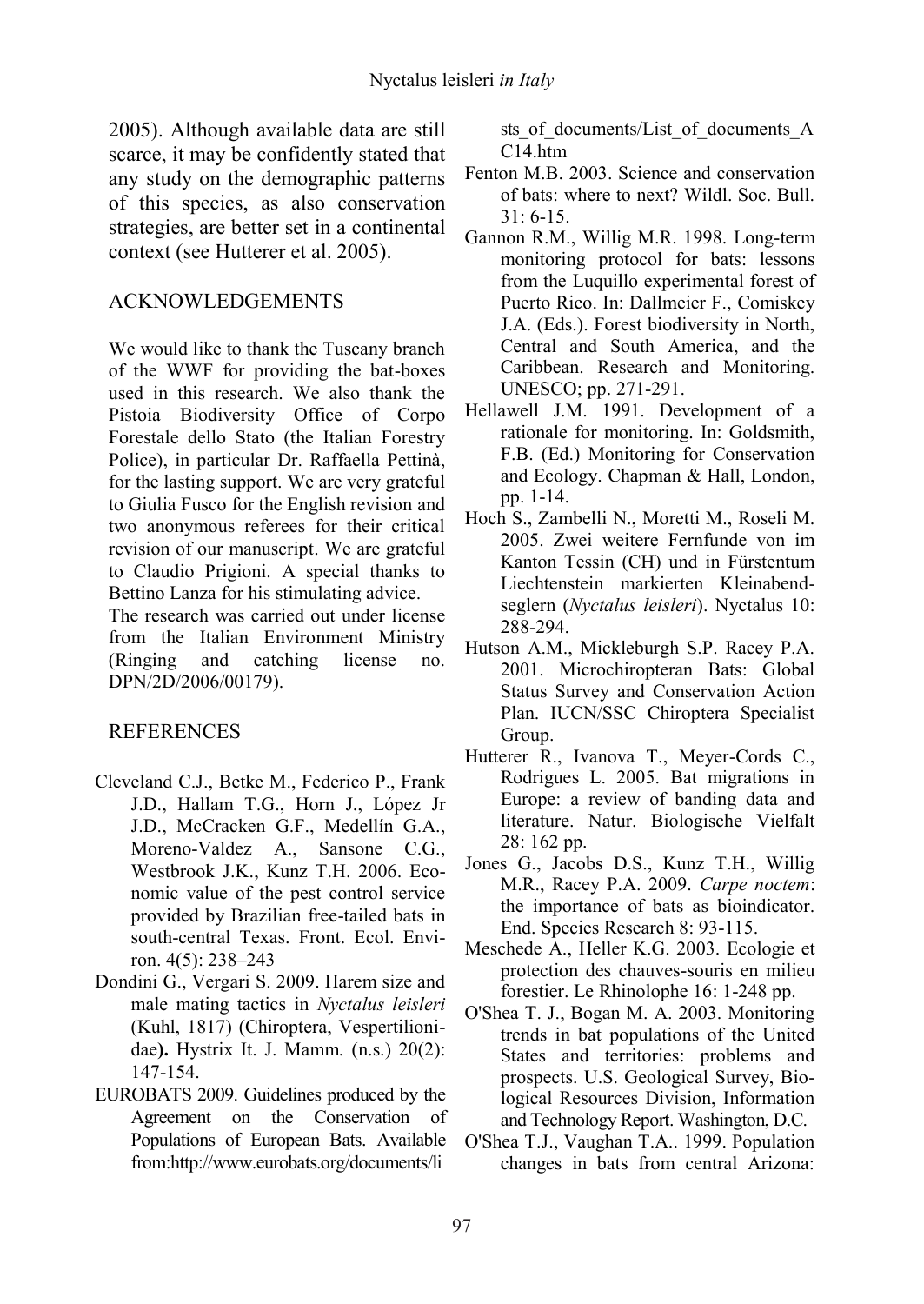2005). Although available data are still scarce, it may be confidently stated that any study on the demographic patterns of this species, as also conservation strategies, are better set in a continental context (see Hutterer et al. 2005).

## ACKNOWLEDGEMENTS

We would like to thank the Tuscany branch of the WWF for providing the bat-boxes used in this research. We also thank the Pistoia Biodiversity Office of Corpo Forestale dello Stato (the Italian Forestry Police), in particular Dr. Raffaella Pettinà, for the lasting support. We are very grateful to Giulia Fusco for the English revision and two anonymous referees for their critical revision of our manuscript. We are grateful to Claudio Prigioni. A special thanks to Bettino Lanza for his stimulating advice.
The research was carried out under license from the Italian Environment Ministry (Ringing and catching license no. DPN/2D/2006/00179).

## REFERENCES

Cleveland C.J., Betke M., Federico P., Frank J.D., Hallam T.G., Horn J., López Jr J.D., McCracken G.F., Medellín G.A., Moreno-Valdez A., Sansone C.G., Westbrook J.K., Kunz T.H. 2006. Economic value of the pest control service provided by Brazilian free-tailed bats in south-central Texas. Front. Ecol. Environ. 4(5): 238–243

Dondini G., Vergari S. 2009. Harem size and male mating tactics in *Nyctalus leisleri* (Kuhl, 1817) (Chiroptera, Vespertilionidae**).** Hystrix It. J. Mamm. (n.s.) 20(2): 147-154.

EUROBATS 2009. Guidelines produced by the Agreement on the Conservation of Populations of European Bats. Available from:http://www.eurobats.org/documents/lists_of_documents/List_of_documents_AC14.htm

Fenton M.B. 2003. Science and conservation of bats: where to next? Wildl. Soc. Bull. 31: 6-15.

Gannon R.M., Willig M.R. 1998. Long-term monitoring protocol for bats: lessons from the Luquillo experimental forest of Puerto Rico. In: Dallmeier F., Comiskey J.A. (Eds.). Forest biodiversity in North, Central and South America, and the Caribbean. Research and Monitoring. UNESCO; pp. 271-291.

Hellawell J.M. 1991. Development of a rationale for monitoring. In: Goldsmith, F.B. (Ed.) Monitoring for Conservation and Ecology. Chapman & Hall, London, pp. 1-14.

Hoch S., Zambelli N., Moretti M., Roseli M. 2005. Zwei weitere Fernfunde von im Kanton Tessin (CH) und in Fürstentum Liechtenstein markierten Kleinabendseglern (*Nyctalus leisleri*). Nyctalus 10: 288-294.

Hutson A.M., Mickleburgh S.P. Racey P.A. 2001. Microchiropteran Bats: Global Status Survey and Conservation Action Plan. IUCN/SSC Chiroptera Specialist Group.

Hutterer R., Ivanova T., Meyer-Cords C., Rodrigues L. 2005. Bat migrations in Europe: a review of banding data and literature. Natur. Biologische Vielfalt 28: 162 pp.

Jones G., Jacobs D.S., Kunz T.H., Willig M.R., Racey P.A. 2009. *Carpe noctem*: the importance of bats as bioindicator. End. Species Research 8: 93-115.

Meschede A., Heller K.G. 2003. Ecologie et protection des chauves-souris en milieu forestier. Le Rhinolophe 16: 1-248 pp.

O'Shea T. J., Bogan M. A. 2003. Monitoring trends in bat populations of the United States and territories: problems and prospects. U.S. Geological Survey, Biological Resources Division, Information and Technology Report. Washington, D.C.

O'Shea T.J., Vaughan T.A.. 1999. Population changes in bats from central Arizona: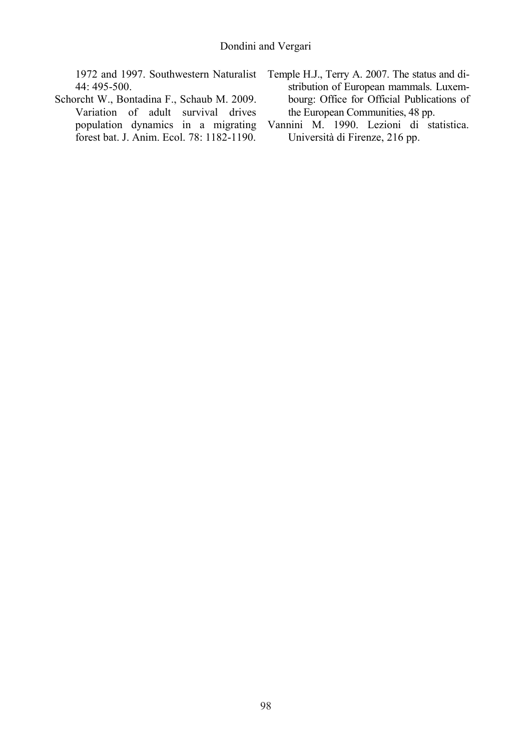1972 and 1997. Southwestern Naturalist 44: 495-500.

Schorcht W., Bontadina F., Schaub M. 2009. Variation of adult survival drives population dynamics in a migrating forest bat. J. Anim. Ecol. 78: 1182-1190.

Temple H.J., Terry A. 2007. The status and distribution of European mammals. Luxembourg: Office for Official Publications of the European Communities, 48 pp.

Vannini M. 1990. Lezioni di statistica. Università di Firenze, 216 pp.